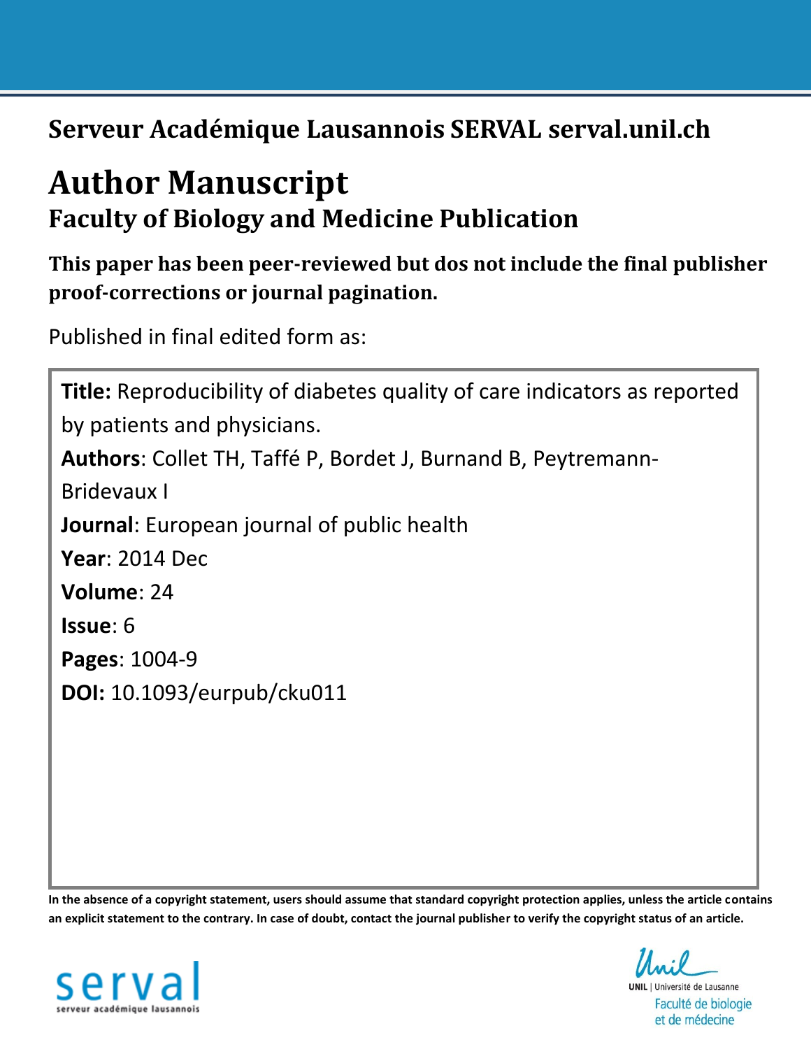# Serveur Académique Lausannois SERVAL serval.unil.ch

# Author Manuscript

## Faculty of Biology and Medicine Publication

**This paper has been peer-reviewed but dos not include the final publisher proof-corrections or journal pagination.**

Published in final edited form as:

**Title:** Reproducibility of diabetes quality of care indicators as reported by patients and physicians.

**Authors**: Collet TH, Taffé P, Bordet J, Burnand B, Peytremann-Bridevaux I

**Journal**: European journal of public health

**Year**: 2014 Dec

**Volume**: 24

**Issue**: 6

**Pages**: 1004-9

**DOI:** 10.1093/eurpub/cku011

**In the absence of a copyright statement, users should assume that standard copyright protection applies, unless the article contains an explicit statement to the contrary. In case of doubt, contact the journal publisher to verify the copyright status of an article.**

serval
serveur académique lausannois

Unil
UNIL | Université de Lausanne
Faculté de biologie et de médecine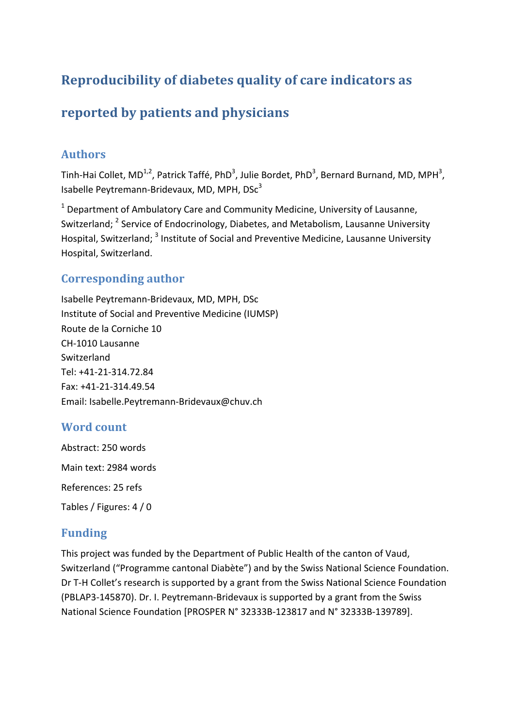# Reproducibility of diabetes quality of care indicators as reported by patients and physicians

## Authors

Tinh-Hai Collet, MD[1,2], Patrick Taffé, PhD[3], Julie Bordet, PhD[3], Bernard Burnand, MD, MPH[3], Isabelle Peytremann-Bridevaux, MD, MPH, DSc[3]

[1] Department of Ambulatory Care and Community Medicine, University of Lausanne, Switzerland; [2] Service of Endocrinology, Diabetes, and Metabolism, Lausanne University Hospital, Switzerland; [3] Institute of Social and Preventive Medicine, Lausanne University Hospital, Switzerland.

## Corresponding author

Isabelle Peytremann-Bridevaux, MD, MPH, DSc
Institute of Social and Preventive Medicine (IUMSP)
Route de la Corniche 10
CH-1010 Lausanne
Switzerland
Tel: +41-21-314.72.84
Fax: +41-21-314.49.54
Email: Isabelle.Peytremann-Bridevaux@chuv.ch

## Word count

Abstract: 250 words

Main text: 2984 words

References: 25 refs

Tables / Figures: 4 / 0

## Funding

This project was funded by the Department of Public Health of the canton of Vaud, Switzerland ("Programme cantonal Diabète") and by the Swiss National Science Foundation. Dr T-H Collet's research is supported by a grant from the Swiss National Science Foundation (PBLAP3-145870). Dr. I. Peytremann-Bridevaux is supported by a grant from the Swiss National Science Foundation [PROSPER N° 32333B-123817 and N° 32333B-139789].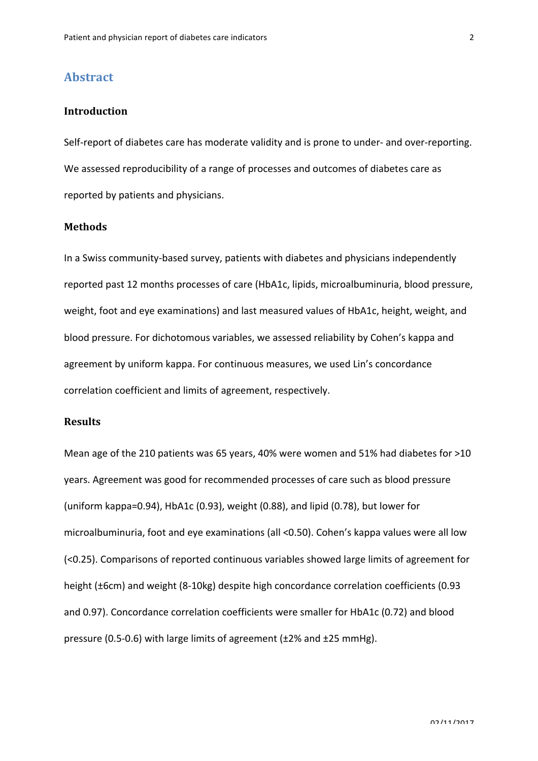## Abstract

### Introduction

Self-report of diabetes care has moderate validity and is prone to under- and over-reporting. We assessed reproducibility of a range of processes and outcomes of diabetes care as reported by patients and physicians.

### Methods

In a Swiss community-based survey, patients with diabetes and physicians independently reported past 12 months processes of care (HbA1c, lipids, microalbuminuria, blood pressure, weight, foot and eye examinations) and last measured values of HbA1c, height, weight, and blood pressure. For dichotomous variables, we assessed reliability by Cohen's kappa and agreement by uniform kappa. For continuous measures, we used Lin's concordance correlation coefficient and limits of agreement, respectively.

### Results

Mean age of the 210 patients was 65 years, 40% were women and 51% had diabetes for >10 years. Agreement was good for recommended processes of care such as blood pressure (uniform kappa=0.94), HbA1c (0.93), weight (0.88), and lipid (0.78), but lower for microalbuminuria, foot and eye examinations (all <0.50). Cohen's kappa values were all low (<0.25). Comparisons of reported continuous variables showed large limits of agreement for height (±6cm) and weight (8-10kg) despite high concordance correlation coefficients (0.93 and 0.97). Concordance correlation coefficients were smaller for HbA1c (0.72) and blood pressure (0.5-0.6) with large limits of agreement (±2% and ±25 mmHg).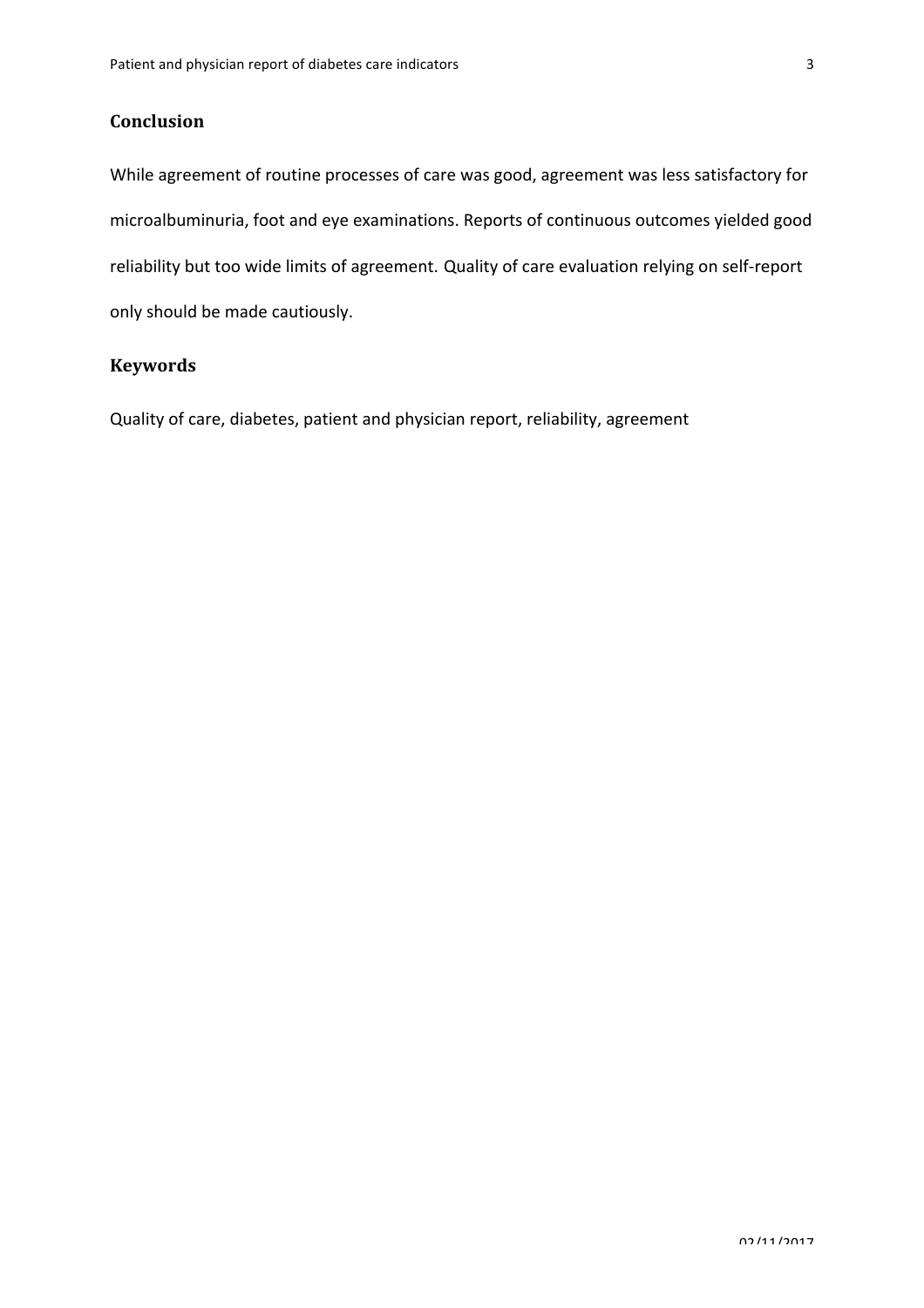## Conclusion

While agreement of routine processes of care was good, agreement was less satisfactory for microalbuminuria, foot and eye examinations. Reports of continuous outcomes yielded good reliability but too wide limits of agreement. Quality of care evaluation relying on self-report only should be made cautiously.

## Keywords

Quality of care, diabetes, patient and physician report, reliability, agreement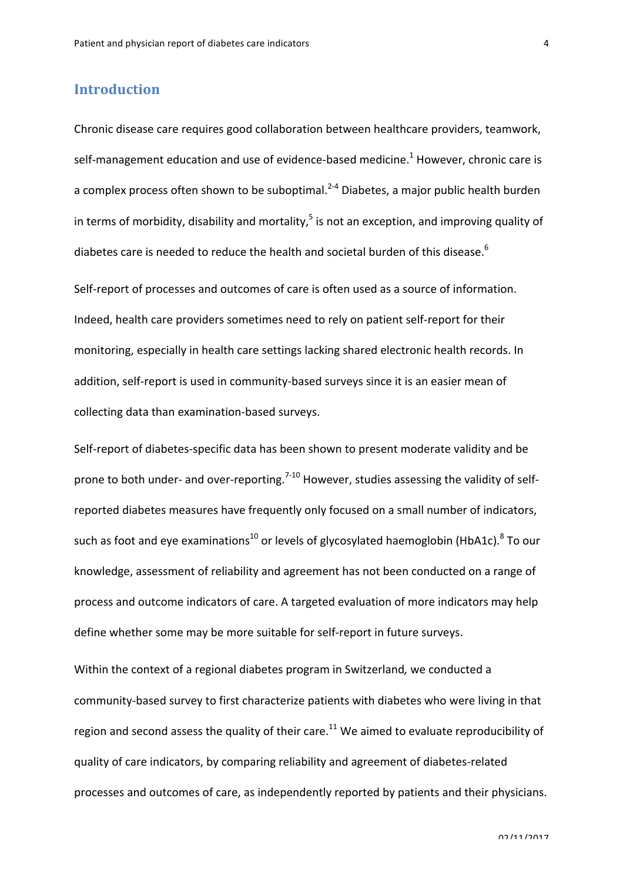## Introduction

Chronic disease care requires good collaboration between healthcare providers, teamwork, self-management education and use of evidence-based medicine.[1] However, chronic care is a complex process often shown to be suboptimal.[2-4] Diabetes, a major public health burden in terms of morbidity, disability and mortality,[5] is not an exception, and improving quality of diabetes care is needed to reduce the health and societal burden of this disease.[6]

Self-report of processes and outcomes of care is often used as a source of information. Indeed, health care providers sometimes need to rely on patient self-report for their monitoring, especially in health care settings lacking shared electronic health records. In addition, self-report is used in community-based surveys since it is an easier mean of collecting data than examination-based surveys.

Self-report of diabetes-specific data has been shown to present moderate validity and be prone to both under- and over-reporting.[7-10] However, studies assessing the validity of self-reported diabetes measures have frequently only focused on a small number of indicators, such as foot and eye examinations[10] or levels of glycosylated haemoglobin (HbA1c).[8] To our knowledge, assessment of reliability and agreement has not been conducted on a range of process and outcome indicators of care. A targeted evaluation of more indicators may help define whether some may be more suitable for self-report in future surveys.

Within the context of a regional diabetes program in Switzerland*,* we conducted a community-based survey to first characterize patients with diabetes who were living in that region and second assess the quality of their care.[11] We aimed to evaluate reproducibility of quality of care indicators, by comparing reliability and agreement of diabetes-related processes and outcomes of care, as independently reported by patients and their physicians.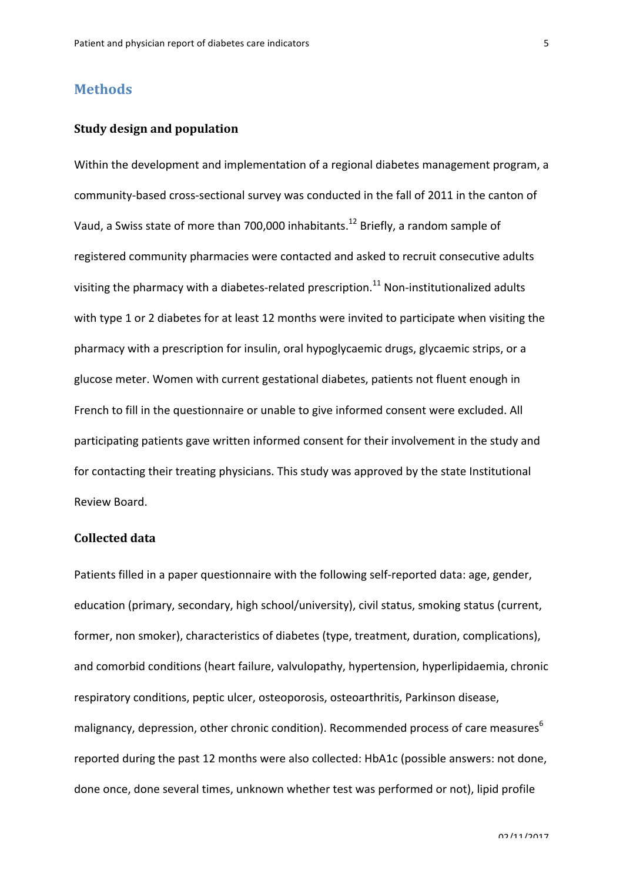## Methods

### Study design and population

Within the development and implementation of a regional diabetes management program, a community-based cross-sectional survey was conducted in the fall of 2011 in the canton of Vaud, a Swiss state of more than 700,000 inhabitants.[12] Briefly, a random sample of registered community pharmacies were contacted and asked to recruit consecutive adults visiting the pharmacy with a diabetes-related prescription.[11] Non-institutionalized adults with type 1 or 2 diabetes for at least 12 months were invited to participate when visiting the pharmacy with a prescription for insulin, oral hypoglycaemic drugs, glycaemic strips, or a glucose meter. Women with current gestational diabetes, patients not fluent enough in French to fill in the questionnaire or unable to give informed consent were excluded. All participating patients gave written informed consent for their involvement in the study and for contacting their treating physicians. This study was approved by the state Institutional Review Board.

### Collected data

Patients filled in a paper questionnaire with the following self-reported data: age, gender, education (primary, secondary, high school/university), civil status, smoking status (current, former, non smoker), characteristics of diabetes (type, treatment, duration, complications), and comorbid conditions (heart failure, valvulopathy, hypertension, hyperlipidaemia, chronic respiratory conditions, peptic ulcer, osteoporosis, osteoarthritis, Parkinson disease, malignancy, depression, other chronic condition). Recommended process of care measures[6] reported during the past 12 months were also collected: HbA1c (possible answers: not done, done once, done several times, unknown whether test was performed or not), lipid profile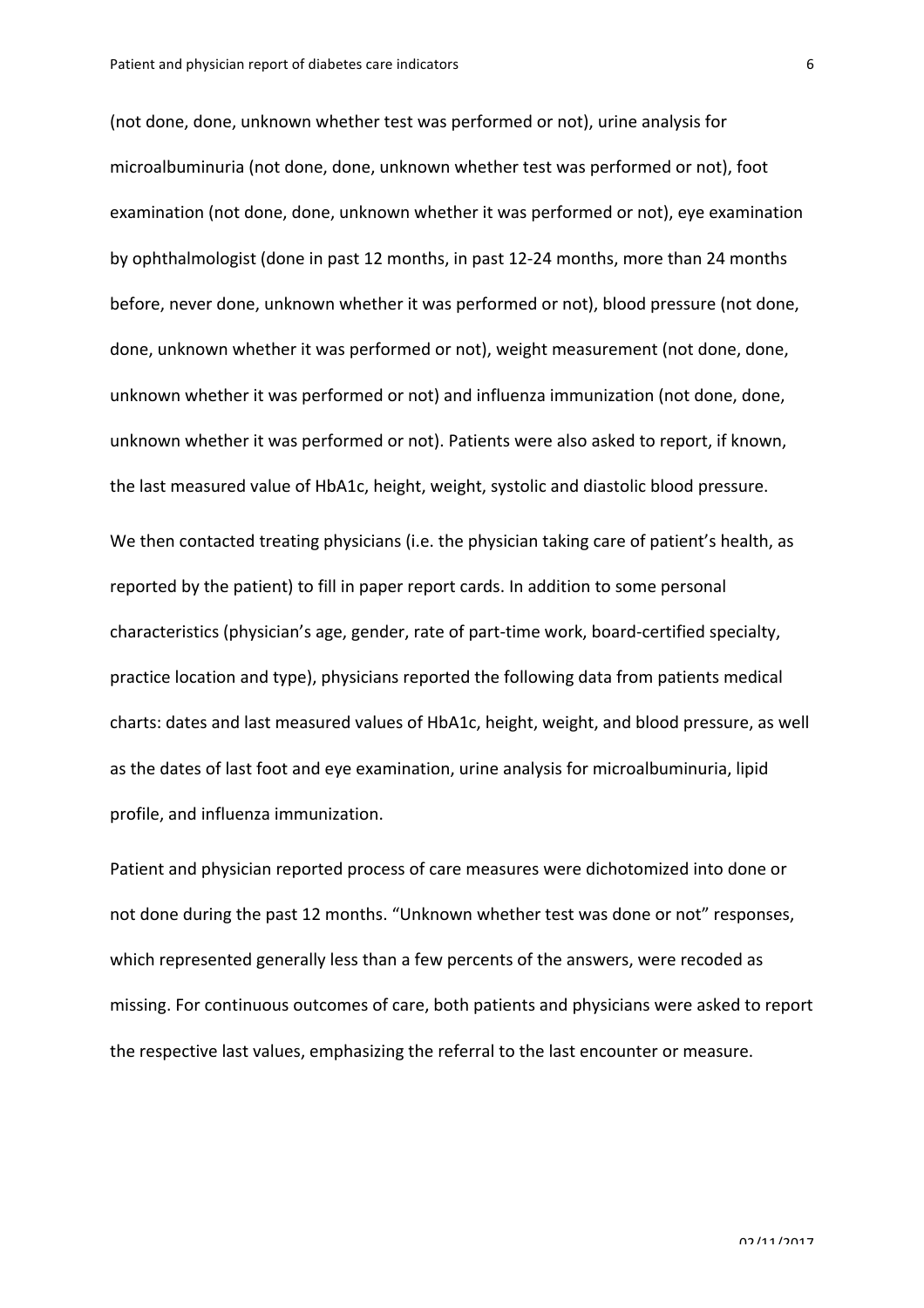(not done, done, unknown whether test was performed or not), urine analysis for microalbuminuria (not done, done, unknown whether test was performed or not), foot examination (not done, done, unknown whether it was performed or not), eye examination by ophthalmologist (done in past 12 months, in past 12-24 months, more than 24 months before, never done, unknown whether it was performed or not), blood pressure (not done, done, unknown whether it was performed or not), weight measurement (not done, done, unknown whether it was performed or not) and influenza immunization (not done, done, unknown whether it was performed or not). Patients were also asked to report, if known, the last measured value of HbA1c, height, weight, systolic and diastolic blood pressure.

We then contacted treating physicians (i.e. the physician taking care of patient's health, as reported by the patient) to fill in paper report cards. In addition to some personal characteristics (physician's age, gender, rate of part-time work, board-certified specialty, practice location and type), physicians reported the following data from patients medical charts: dates and last measured values of HbA1c, height, weight, and blood pressure, as well as the dates of last foot and eye examination, urine analysis for microalbuminuria, lipid profile, and influenza immunization.

Patient and physician reported process of care measures were dichotomized into done or not done during the past 12 months. "Unknown whether test was done or not" responses, which represented generally less than a few percents of the answers, were recoded as missing. For continuous outcomes of care, both patients and physicians were asked to report the respective last values, emphasizing the referral to the last encounter or measure.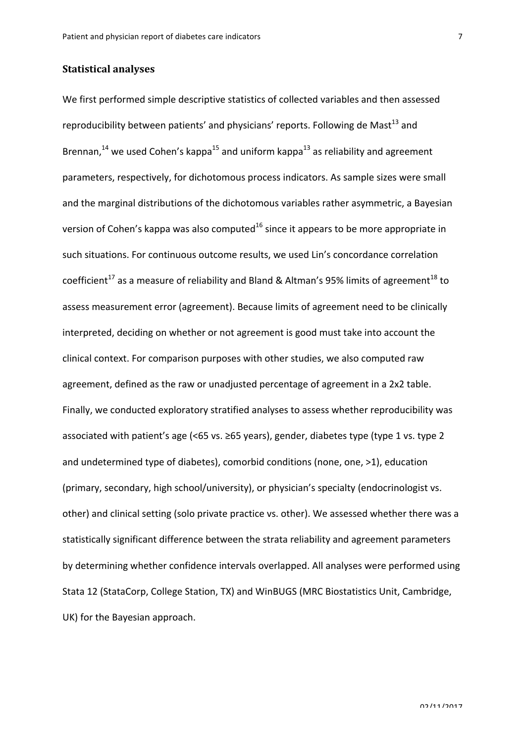## Statistical analyses

We first performed simple descriptive statistics of collected variables and then assessed reproducibility between patients' and physicians' reports. Following de Mast[13] and Brennan,[14] we used Cohen's kappa[15] and uniform kappa[13] as reliability and agreement parameters, respectively, for dichotomous process indicators. As sample sizes were small and the marginal distributions of the dichotomous variables rather asymmetric, a Bayesian version of Cohen's kappa was also computed[16] since it appears to be more appropriate in such situations. For continuous outcome results, we used Lin's concordance correlation coefficient[17] as a measure of reliability and Bland & Altman's 95% limits of agreement[18] to assess measurement error (agreement). Because limits of agreement need to be clinically interpreted, deciding on whether or not agreement is good must take into account the clinical context. For comparison purposes with other studies, we also computed raw agreement, defined as the raw or unadjusted percentage of agreement in a 2x2 table. Finally, we conducted exploratory stratified analyses to assess whether reproducibility was associated with patient's age (<65 vs. ≥65 years), gender, diabetes type (type 1 vs. type 2 and undetermined type of diabetes), comorbid conditions (none, one, >1), education (primary, secondary, high school/university), or physician's specialty (endocrinologist vs. other) and clinical setting (solo private practice vs. other). We assessed whether there was a statistically significant difference between the strata reliability and agreement parameters by determining whether confidence intervals overlapped. All analyses were performed using Stata 12 (StataCorp, College Station, TX) and WinBUGS (MRC Biostatistics Unit, Cambridge, UK) for the Bayesian approach.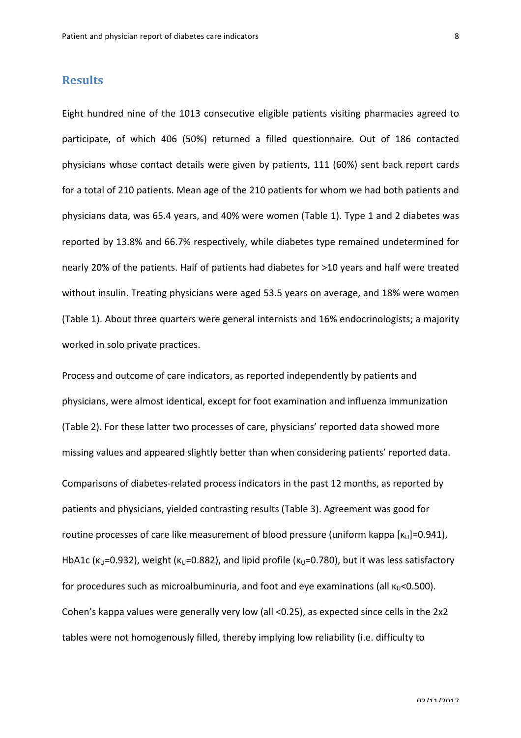## Results

Eight hundred nine of the 1013 consecutive eligible patients visiting pharmacies agreed to participate, of which 406 (50%) returned a filled questionnaire. Out of 186 contacted physicians whose contact details were given by patients, 111 (60%) sent back report cards for a total of 210 patients. Mean age of the 210 patients for whom we had both patients and physicians data, was 65.4 years, and 40% were women (Table 1). Type 1 and 2 diabetes was reported by 13.8% and 66.7% respectively, while diabetes type remained undetermined for nearly 20% of the patients. Half of patients had diabetes for >10 years and half were treated without insulin. Treating physicians were aged 53.5 years on average, and 18% were women (Table 1). About three quarters were general internists and 16% endocrinologists; a majority worked in solo private practices.

Process and outcome of care indicators, as reported independently by patients and physicians, were almost identical, except for foot examination and influenza immunization (Table 2). For these latter two processes of care, physicians' reported data showed more missing values and appeared slightly better than when considering patients' reported data.

Comparisons of diabetes-related process indicators in the past 12 months, as reported by patients and physicians, yielded contrasting results (Table 3). Agreement was good for routine processes of care like measurement of blood pressure (uniform kappa [$\kappa_U$]=0.941), HbA1c ($\kappa_U$=0.932), weight ($\kappa_U$=0.882), and lipid profile ($\kappa_U$=0.780), but it was less satisfactory for procedures such as microalbuminuria, and foot and eye examinations (all $\kappa_U$<0.500). Cohen's kappa values were generally very low (all <0.25), as expected since cells in the 2x2 tables were not homogenously filled, thereby implying low reliability (i.e. difficulty to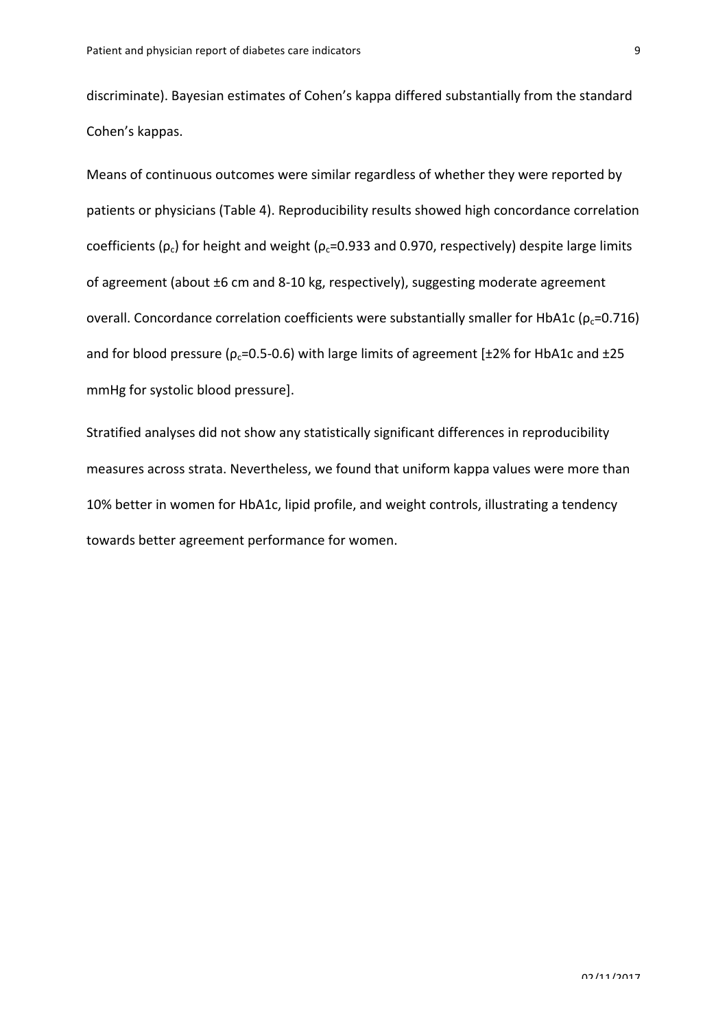discriminate). Bayesian estimates of Cohen's kappa differed substantially from the standard Cohen's kappas.

Means of continuous outcomes were similar regardless of whether they were reported by patients or physicians (Table 4). Reproducibility results showed high concordance correlation coefficients ($\rho_c$) for height and weight ($\rho_c$=0.933 and 0.970, respectively) despite large limits of agreement (about ±6 cm and 8-10 kg, respectively), suggesting moderate agreement overall. Concordance correlation coefficients were substantially smaller for HbA1c ($\rho_c$=0.716) and for blood pressure ($\rho_c$=0.5-0.6) with large limits of agreement [±2% for HbA1c and ±25 mmHg for systolic blood pressure].

Stratified analyses did not show any statistically significant differences in reproducibility measures across strata. Nevertheless, we found that uniform kappa values were more than 10% better in women for HbA1c, lipid profile, and weight controls, illustrating a tendency towards better agreement performance for women.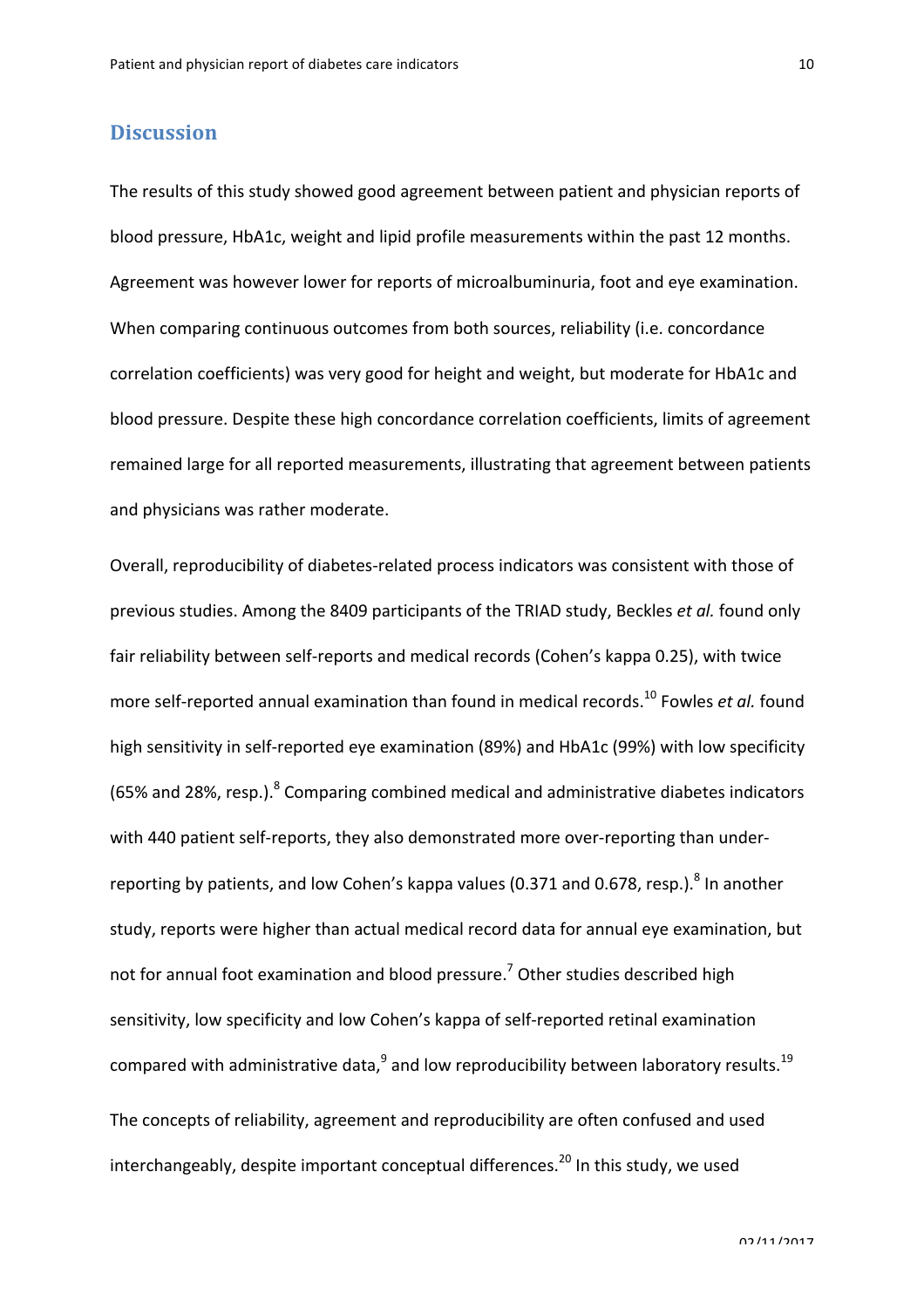## Discussion

The results of this study showed good agreement between patient and physician reports of blood pressure, HbA1c, weight and lipid profile measurements within the past 12 months. Agreement was however lower for reports of microalbuminuria, foot and eye examination. When comparing continuous outcomes from both sources, reliability (i.e. concordance correlation coefficients) was very good for height and weight, but moderate for HbA1c and blood pressure. Despite these high concordance correlation coefficients, limits of agreement remained large for all reported measurements, illustrating that agreement between patients and physicians was rather moderate.

Overall, reproducibility of diabetes-related process indicators was consistent with those of previous studies. Among the 8409 participants of the TRIAD study, Beckles *et al.* found only fair reliability between self-reports and medical records (Cohen's kappa 0.25), with twice more self-reported annual examination than found in medical records.[10] Fowles *et al.* found high sensitivity in self-reported eye examination (89%) and HbA1c (99%) with low specificity (65% and 28%, resp.).[8] Comparing combined medical and administrative diabetes indicators with 440 patient self-reports, they also demonstrated more over-reporting than under-reporting by patients, and low Cohen's kappa values (0.371 and 0.678, resp.).[8] In another study, reports were higher than actual medical record data for annual eye examination, but not for annual foot examination and blood pressure.[7] Other studies described high sensitivity, low specificity and low Cohen's kappa of self-reported retinal examination compared with administrative data,[9] and low reproducibility between laboratory results.[19]

The concepts of reliability, agreement and reproducibility are often confused and used interchangeably, despite important conceptual differences.[20] In this study, we used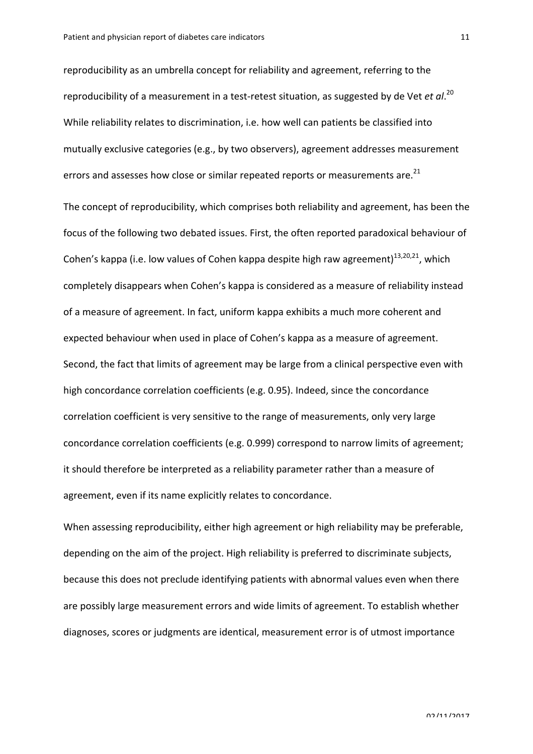reproducibility as an umbrella concept for reliability and agreement, referring to the reproducibility of a measurement in a test-retest situation, as suggested by de Vet *et al*.[20] While reliability relates to discrimination, i.e. how well can patients be classified into mutually exclusive categories (e.g., by two observers), agreement addresses measurement errors and assesses how close or similar repeated reports or measurements are.[21]

The concept of reproducibility, which comprises both reliability and agreement, has been the focus of the following two debated issues. First, the often reported paradoxical behaviour of Cohen's kappa (i.e. low values of Cohen kappa despite high raw agreement)[13,20,21], which completely disappears when Cohen's kappa is considered as a measure of reliability instead of a measure of agreement. In fact, uniform kappa exhibits a much more coherent and expected behaviour when used in place of Cohen's kappa as a measure of agreement. Second, the fact that limits of agreement may be large from a clinical perspective even with high concordance correlation coefficients (e.g. 0.95). Indeed, since the concordance correlation coefficient is very sensitive to the range of measurements, only very large concordance correlation coefficients (e.g. 0.999) correspond to narrow limits of agreement; it should therefore be interpreted as a reliability parameter rather than a measure of agreement, even if its name explicitly relates to concordance.

When assessing reproducibility, either high agreement or high reliability may be preferable, depending on the aim of the project. High reliability is preferred to discriminate subjects, because this does not preclude identifying patients with abnormal values even when there are possibly large measurement errors and wide limits of agreement. To establish whether diagnoses, scores or judgments are identical, measurement error is of utmost importance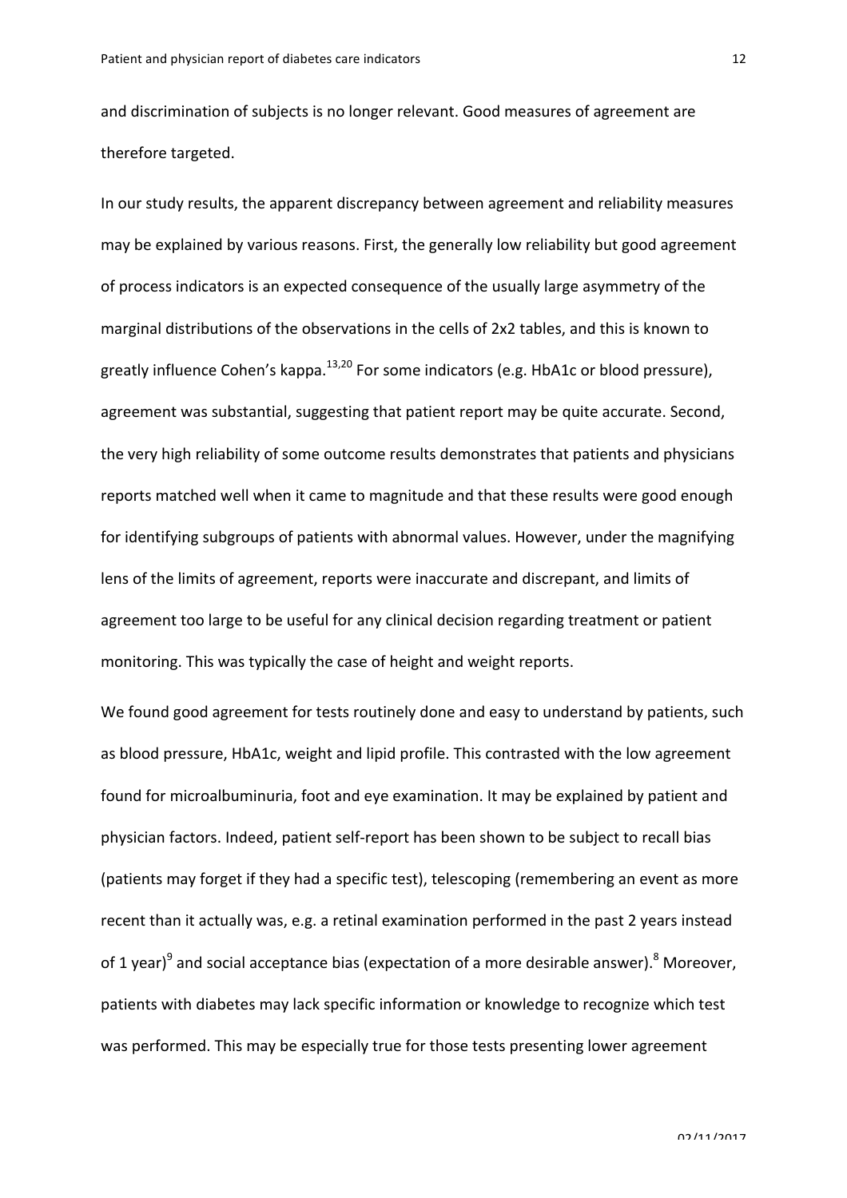and discrimination of subjects is no longer relevant. Good measures of agreement are therefore targeted.

In our study results, the apparent discrepancy between agreement and reliability measures may be explained by various reasons. First, the generally low reliability but good agreement of process indicators is an expected consequence of the usually large asymmetry of the marginal distributions of the observations in the cells of 2x2 tables, and this is known to greatly influence Cohen's kappa.[13,20] For some indicators (e.g. HbA1c or blood pressure), agreement was substantial, suggesting that patient report may be quite accurate. Second, the very high reliability of some outcome results demonstrates that patients and physicians reports matched well when it came to magnitude and that these results were good enough for identifying subgroups of patients with abnormal values. However, under the magnifying lens of the limits of agreement, reports were inaccurate and discrepant, and limits of agreement too large to be useful for any clinical decision regarding treatment or patient monitoring. This was typically the case of height and weight reports.

We found good agreement for tests routinely done and easy to understand by patients, such as blood pressure, HbA1c, weight and lipid profile. This contrasted with the low agreement found for microalbuminuria, foot and eye examination. It may be explained by patient and physician factors. Indeed, patient self-report has been shown to be subject to recall bias (patients may forget if they had a specific test), telescoping (remembering an event as more recent than it actually was, e.g. a retinal examination performed in the past 2 years instead of 1 year)[9] and social acceptance bias (expectation of a more desirable answer).[8] Moreover, patients with diabetes may lack specific information or knowledge to recognize which test was performed. This may be especially true for those tests presenting lower agreement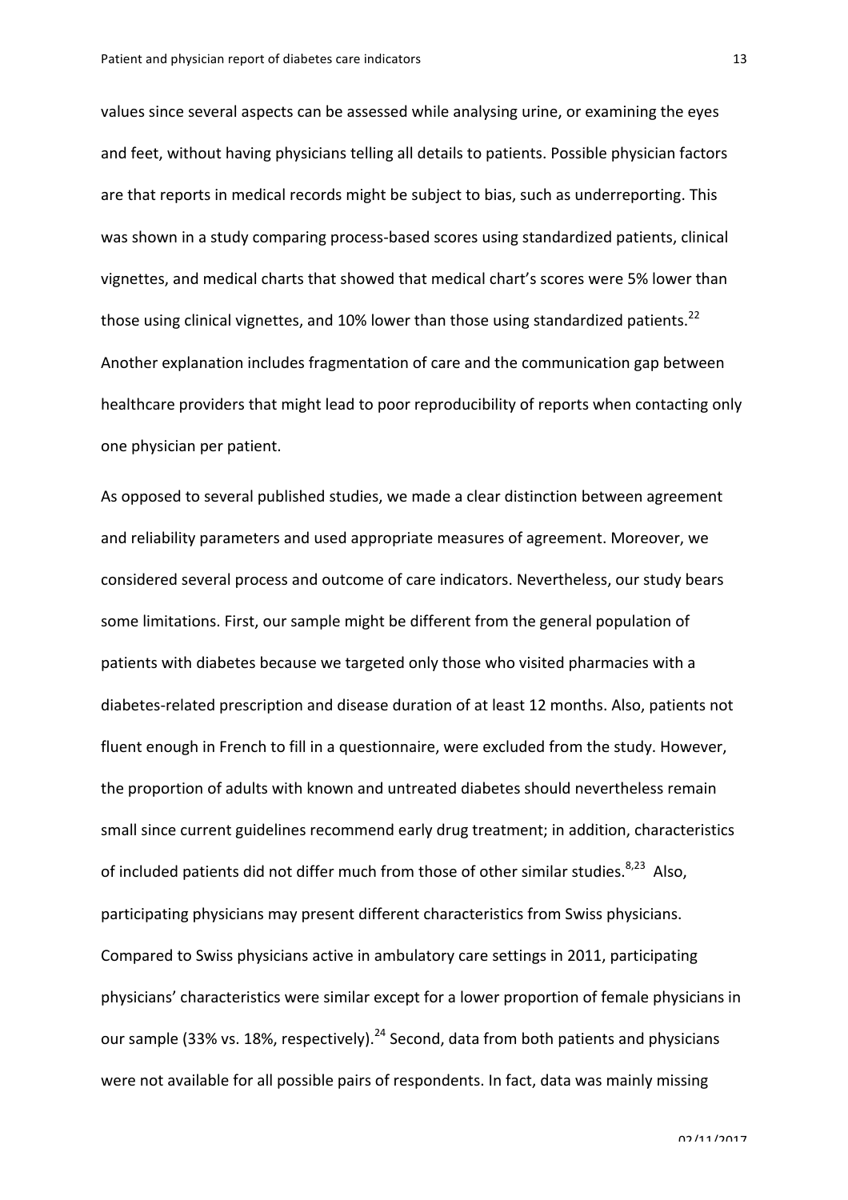values since several aspects can be assessed while analysing urine, or examining the eyes and feet, without having physicians telling all details to patients. Possible physician factors are that reports in medical records might be subject to bias, such as underreporting. This was shown in a study comparing process-based scores using standardized patients, clinical vignettes, and medical charts that showed that medical chart's scores were 5% lower than those using clinical vignettes, and 10% lower than those using standardized patients.[22] Another explanation includes fragmentation of care and the communication gap between healthcare providers that might lead to poor reproducibility of reports when contacting only one physician per patient.

As opposed to several published studies, we made a clear distinction between agreement and reliability parameters and used appropriate measures of agreement. Moreover, we considered several process and outcome of care indicators. Nevertheless, our study bears some limitations. First, our sample might be different from the general population of patients with diabetes because we targeted only those who visited pharmacies with a diabetes-related prescription and disease duration of at least 12 months. Also, patients not fluent enough in French to fill in a questionnaire, were excluded from the study. However, the proportion of adults with known and untreated diabetes should nevertheless remain small since current guidelines recommend early drug treatment; in addition, characteristics of included patients did not differ much from those of other similar studies.[8,23] Also, participating physicians may present different characteristics from Swiss physicians. Compared to Swiss physicians active in ambulatory care settings in 2011, participating physicians' characteristics were similar except for a lower proportion of female physicians in our sample (33% vs. 18%, respectively).[24] Second, data from both patients and physicians were not available for all possible pairs of respondents. In fact, data was mainly missing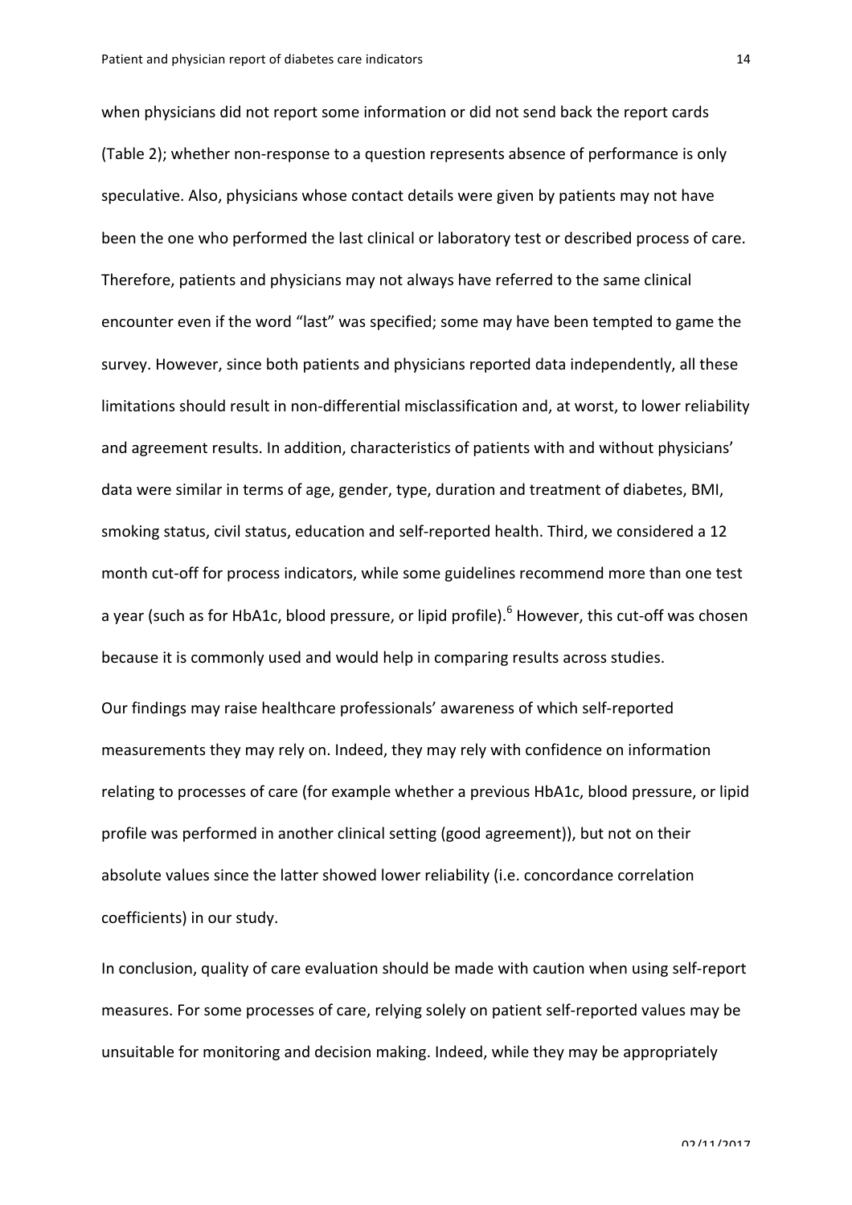when physicians did not report some information or did not send back the report cards (Table 2); whether non-response to a question represents absence of performance is only speculative. Also, physicians whose contact details were given by patients may not have been the one who performed the last clinical or laboratory test or described process of care. Therefore, patients and physicians may not always have referred to the same clinical encounter even if the word "last" was specified; some may have been tempted to game the survey. However, since both patients and physicians reported data independently, all these limitations should result in non-differential misclassification and, at worst, to lower reliability and agreement results. In addition, characteristics of patients with and without physicians' data were similar in terms of age, gender, type, duration and treatment of diabetes, BMI, smoking status, civil status, education and self-reported health. Third, we considered a 12 month cut-off for process indicators, while some guidelines recommend more than one test a year (such as for HbA1c, blood pressure, or lipid profile).[6] However, this cut-off was chosen because it is commonly used and would help in comparing results across studies.

Our findings may raise healthcare professionals' awareness of which self-reported measurements they may rely on. Indeed, they may rely with confidence on information relating to processes of care (for example whether a previous HbA1c, blood pressure, or lipid profile was performed in another clinical setting (good agreement)), but not on their absolute values since the latter showed lower reliability (i.e. concordance correlation coefficients) in our study.

In conclusion, quality of care evaluation should be made with caution when using self-report measures. For some processes of care, relying solely on patient self-reported values may be unsuitable for monitoring and decision making. Indeed, while they may be appropriately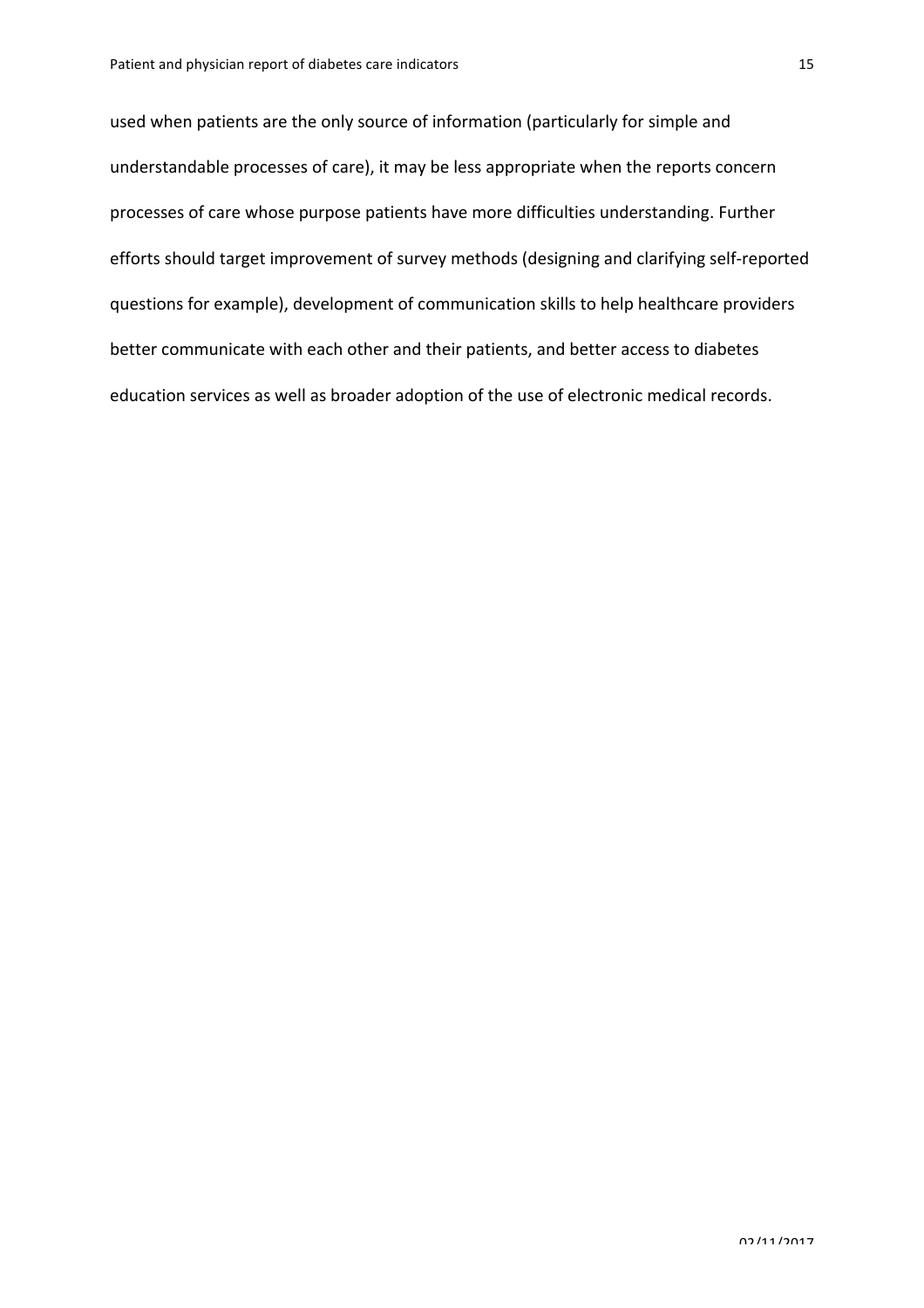used when patients are the only source of information (particularly for simple and understandable processes of care), it may be less appropriate when the reports concern processes of care whose purpose patients have more difficulties understanding. Further efforts should target improvement of survey methods (designing and clarifying self-reported questions for example), development of communication skills to help healthcare providers better communicate with each other and their patients, and better access to diabetes education services as well as broader adoption of the use of electronic medical records.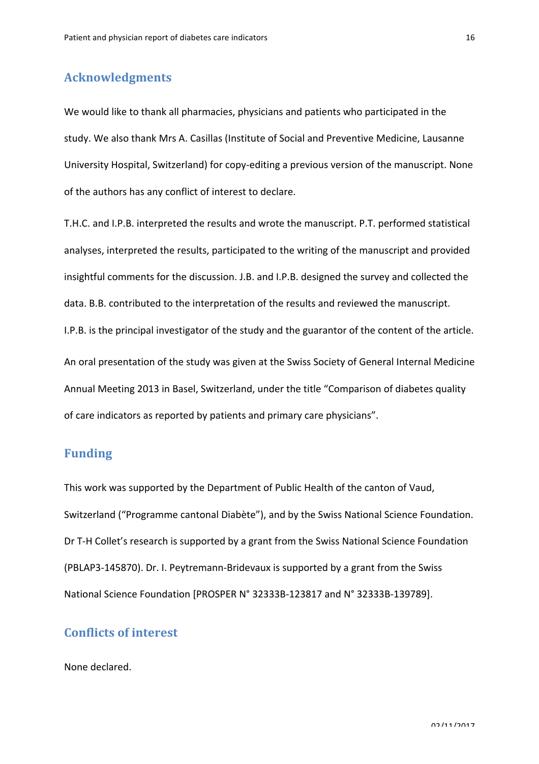## Acknowledgments

We would like to thank all pharmacies, physicians and patients who participated in the study. We also thank Mrs A. Casillas (Institute of Social and Preventive Medicine, Lausanne University Hospital, Switzerland) for copy-editing a previous version of the manuscript. None of the authors has any conflict of interest to declare.

T.H.C. and I.P.B. interpreted the results and wrote the manuscript. P.T. performed statistical analyses, interpreted the results, participated to the writing of the manuscript and provided insightful comments for the discussion. J.B. and I.P.B. designed the survey and collected the data. B.B. contributed to the interpretation of the results and reviewed the manuscript. I.P.B. is the principal investigator of the study and the guarantor of the content of the article.

An oral presentation of the study was given at the Swiss Society of General Internal Medicine Annual Meeting 2013 in Basel, Switzerland, under the title "Comparison of diabetes quality of care indicators as reported by patients and primary care physicians".

## Funding

This work was supported by the Department of Public Health of the canton of Vaud, Switzerland ("Programme cantonal Diabète"), and by the Swiss National Science Foundation. Dr T-H Collet's research is supported by a grant from the Swiss National Science Foundation (PBLAP3-145870). Dr. I. Peytremann-Bridevaux is supported by a grant from the Swiss National Science Foundation [PROSPER N° 32333B-123817 and N° 32333B-139789].

## Conflicts of interest

None declared.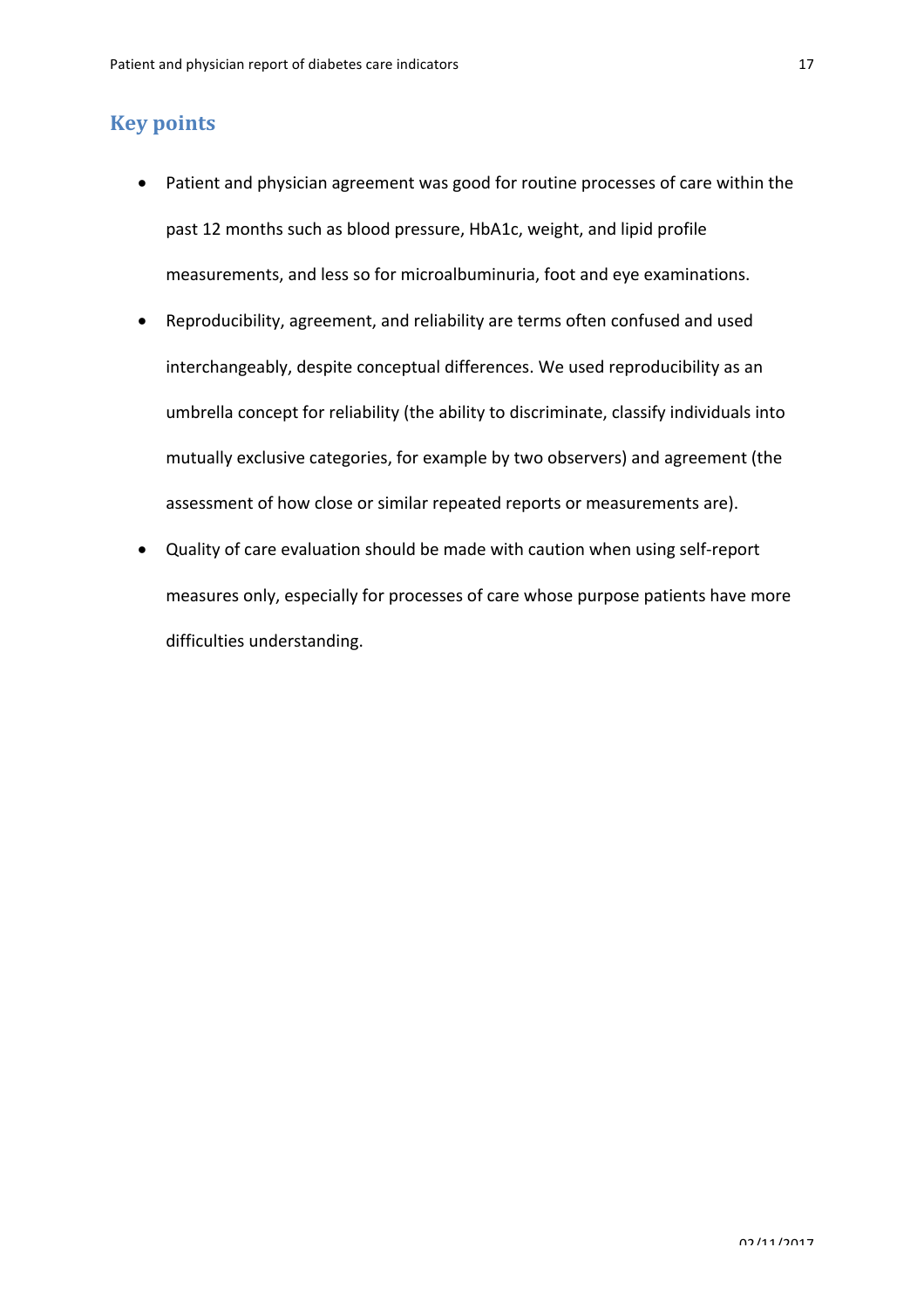## Key points

- Patient and physician agreement was good for routine processes of care within the past 12 months such as blood pressure, HbA1c, weight, and lipid profile measurements, and less so for microalbuminuria, foot and eye examinations.
- Reproducibility, agreement, and reliability are terms often confused and used interchangeably, despite conceptual differences. We used reproducibility as an umbrella concept for reliability (the ability to discriminate, classify individuals into mutually exclusive categories, for example by two observers) and agreement (the assessment of how close or similar repeated reports or measurements are).
- Quality of care evaluation should be made with caution when using self-report measures only, especially for processes of care whose purpose patients have more difficulties understanding.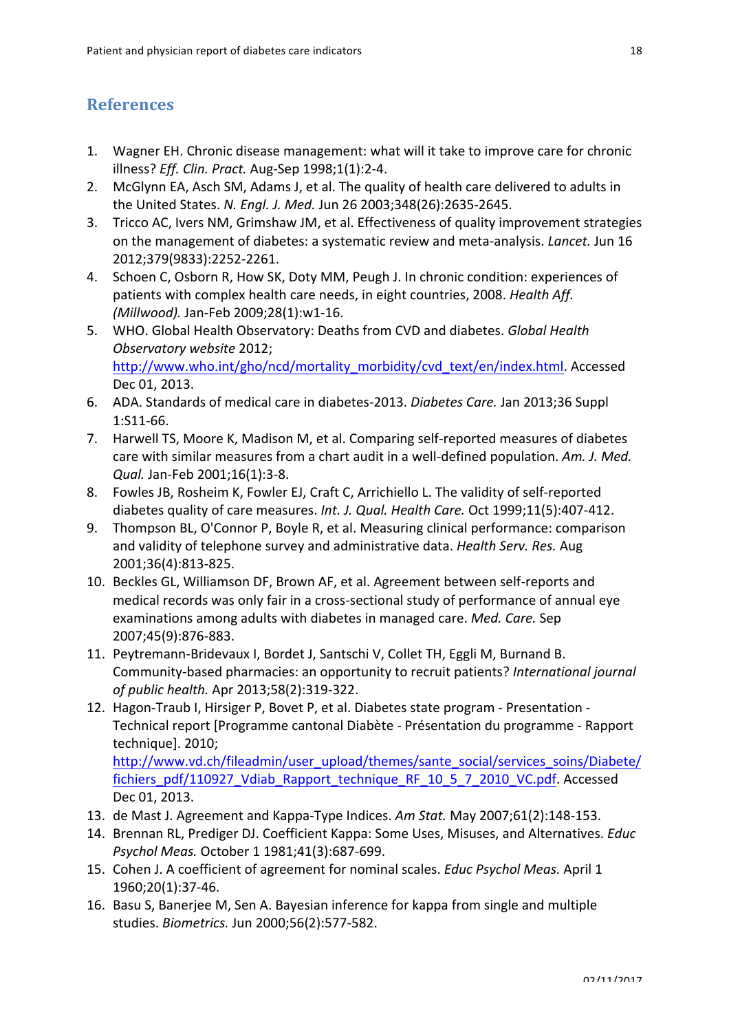## References

1. Wagner EH. Chronic disease management: what will it take to improve care for chronic illness? *Eff. Clin. Pract.* Aug-Sep 1998;1(1):2-4.
2. McGlynn EA, Asch SM, Adams J, et al. The quality of health care delivered to adults in the United States. *N. Engl. J. Med.* Jun 26 2003;348(26):2635-2645.
3. Tricco AC, Ivers NM, Grimshaw JM, et al. Effectiveness of quality improvement strategies on the management of diabetes: a systematic review and meta-analysis. *Lancet.* Jun 16 2012;379(9833):2252-2261.
4. Schoen C, Osborn R, How SK, Doty MM, Peugh J. In chronic condition: experiences of patients with complex health care needs, in eight countries, 2008. *Health Aff. (Millwood).* Jan-Feb 2009;28(1):w1-16.
5. WHO. Global Health Observatory: Deaths from CVD and diabetes. *Global Health Observatory website* 2012; http://www.who.int/gho/ncd/mortality_morbidity/cvd_text/en/index.html. Accessed Dec 01, 2013.
6. ADA. Standards of medical care in diabetes-2013. *Diabetes Care.* Jan 2013;36 Suppl 1:S11-66.
7. Harwell TS, Moore K, Madison M, et al. Comparing self-reported measures of diabetes care with similar measures from a chart audit in a well-defined population. *Am. J. Med. Qual.* Jan-Feb 2001;16(1):3-8.
8. Fowles JB, Rosheim K, Fowler EJ, Craft C, Arrichiello L. The validity of self-reported diabetes quality of care measures. *Int. J. Qual. Health Care.* Oct 1999;11(5):407-412.
9. Thompson BL, O'Connor P, Boyle R, et al. Measuring clinical performance: comparison and validity of telephone survey and administrative data. *Health Serv. Res.* Aug 2001;36(4):813-825.
10. Beckles GL, Williamson DF, Brown AF, et al. Agreement between self-reports and medical records was only fair in a cross-sectional study of performance of annual eye examinations among adults with diabetes in managed care. *Med. Care.* Sep 2007;45(9):876-883.
11. Peytremann-Bridevaux I, Bordet J, Santschi V, Collet TH, Eggli M, Burnand B. Community-based pharmacies: an opportunity to recruit patients? *International journal of public health.* Apr 2013;58(2):319-322.
12. Hagon-Traub I, Hirsiger P, Bovet P, et al. Diabetes state program - Presentation - Technical report [Programme cantonal Diabète - Présentation du programme - Rapport technique]. 2010; http://www.vd.ch/fileadmin/user_upload/themes/sante_social/services_soins/Diabete/fichiers_pdf/110927_Vdiab_Rapport_technique_RF_10_5_7_2010_VC.pdf. Accessed Dec 01, 2013.
13. de Mast J. Agreement and Kappa-Type Indices. *Am Stat.* May 2007;61(2):148-153.
14. Brennan RL, Prediger DJ. Coefficient Kappa: Some Uses, Misuses, and Alternatives. *Educ Psychol Meas.* October 1 1981;41(3):687-699.
15. Cohen J. A coefficient of agreement for nominal scales. *Educ Psychol Meas.* April 1 1960;20(1):37-46.
16. Basu S, Banerjee M, Sen A. Bayesian inference for kappa from single and multiple studies. *Biometrics.* Jun 2000;56(2):577-582.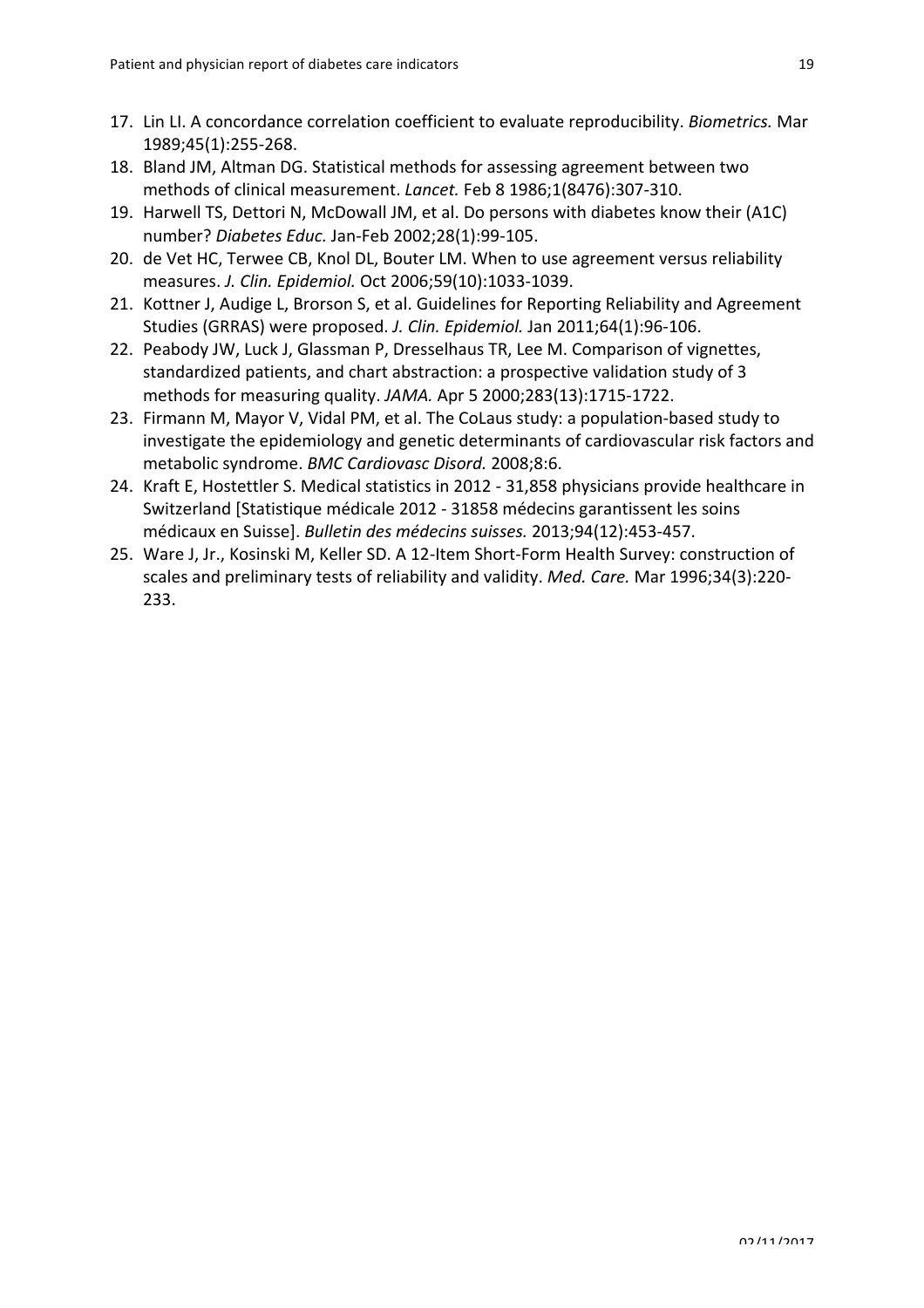17. Lin LI. A concordance correlation coefficient to evaluate reproducibility. *Biometrics.* Mar 1989;45(1):255-268.
18. Bland JM, Altman DG. Statistical methods for assessing agreement between two methods of clinical measurement. *Lancet.* Feb 8 1986;1(8476):307-310.
19. Harwell TS, Dettori N, McDowall JM, et al. Do persons with diabetes know their (A1C) number? *Diabetes Educ.* Jan-Feb 2002;28(1):99-105.
20. de Vet HC, Terwee CB, Knol DL, Bouter LM. When to use agreement versus reliability measures. *J. Clin. Epidemiol.* Oct 2006;59(10):1033-1039.
21. Kottner J, Audige L, Brorson S, et al. Guidelines for Reporting Reliability and Agreement Studies (GRRAS) were proposed. *J. Clin. Epidemiol.* Jan 2011;64(1):96-106.
22. Peabody JW, Luck J, Glassman P, Dresselhaus TR, Lee M. Comparison of vignettes, standardized patients, and chart abstraction: a prospective validation study of 3 methods for measuring quality. *JAMA.* Apr 5 2000;283(13):1715-1722.
23. Firmann M, Mayor V, Vidal PM, et al. The CoLaus study: a population-based study to investigate the epidemiology and genetic determinants of cardiovascular risk factors and metabolic syndrome. *BMC Cardiovasc Disord.* 2008;8:6.
24. Kraft E, Hostettler S. Medical statistics in 2012 - 31,858 physicians provide healthcare in Switzerland [Statistique médicale 2012 - 31858 médecins garantissent les soins médicaux en Suisse]. *Bulletin des médecins suisses.* 2013;94(12):453-457.
25. Ware J, Jr., Kosinski M, Keller SD. A 12-Item Short-Form Health Survey: construction of scales and preliminary tests of reliability and validity. *Med. Care.* Mar 1996;34(3):220-233.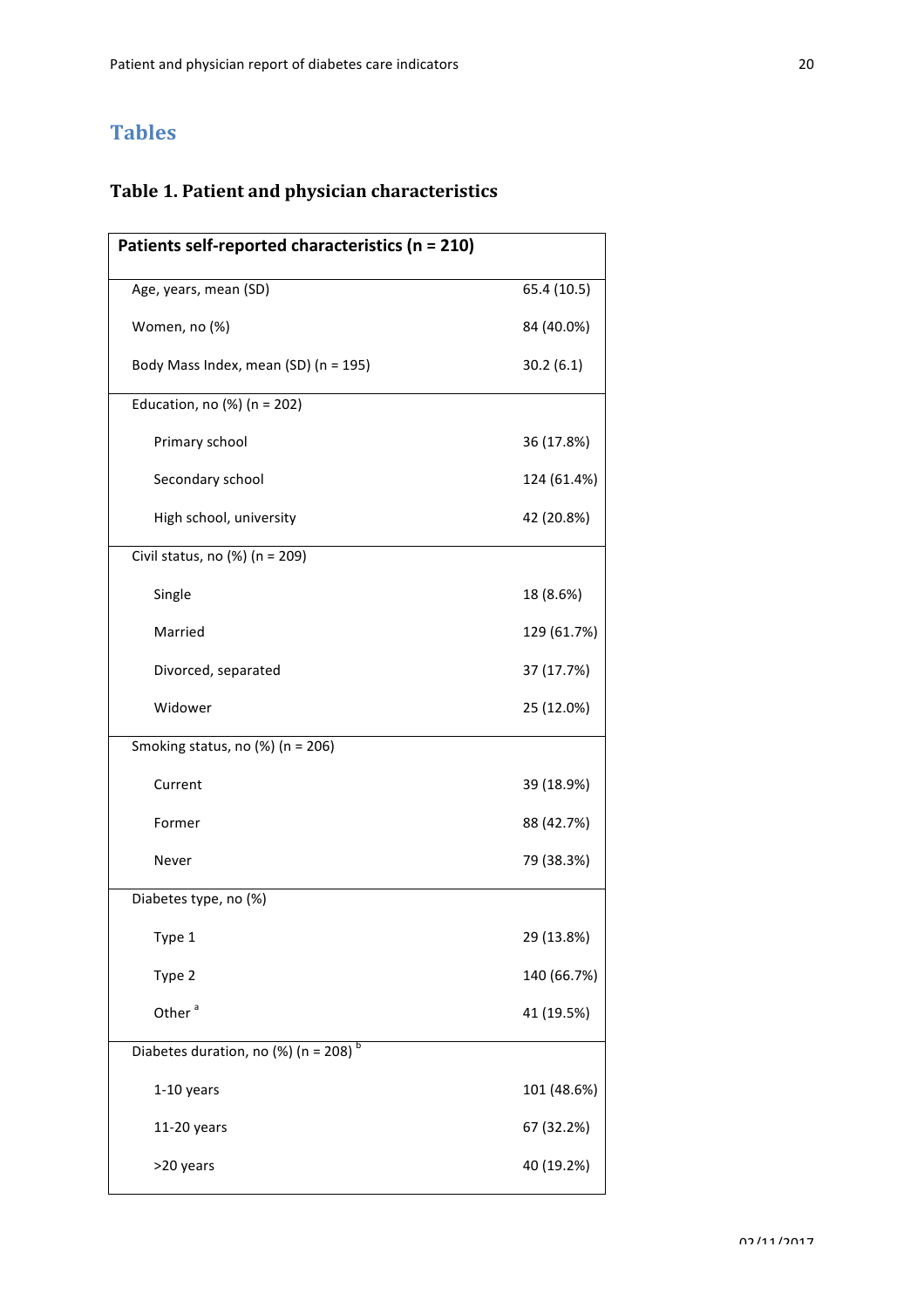# Tables

## Table 1. Patient and physician characteristics

| Patients self-reported characteristics (n = 210) | |
|---|---|
| Age, years, mean (SD) | 65.4 (10.5) |
| Women, no (%) | 84 (40.0%) |
| Body Mass Index, mean (SD) (n = 195) | 30.2 (6.1) |
| Education, no (%) (n = 202) | |
| Primary school | 36 (17.8%) |
| Secondary school | 124 (61.4%) |
| High school, university | 42 (20.8%) |
| Civil status, no (%) (n = 209) | |
| Single | 18 (8.6%) |
| Married | 129 (61.7%) |
| Divorced, separated | 37 (17.7%) |
| Widower | 25 (12.0%) |
| Smoking status, no (%) (n = 206) | |
| Current | 39 (18.9%) |
| Former | 88 (42.7%) |
| Never | 79 (38.3%) |
| Diabetes type, no (%) | |
| Type 1 | 29 (13.8%) |
| Type 2 | 140 (66.7%) |
| Other [a] | 41 (19.5%) |
| Diabetes duration, no (%) (n = 208) [b] | |
| 1-10 years | 101 (48.6%) |
| 11-20 years | 67 (32.2%) |
| >20 years | 40 (19.2%) |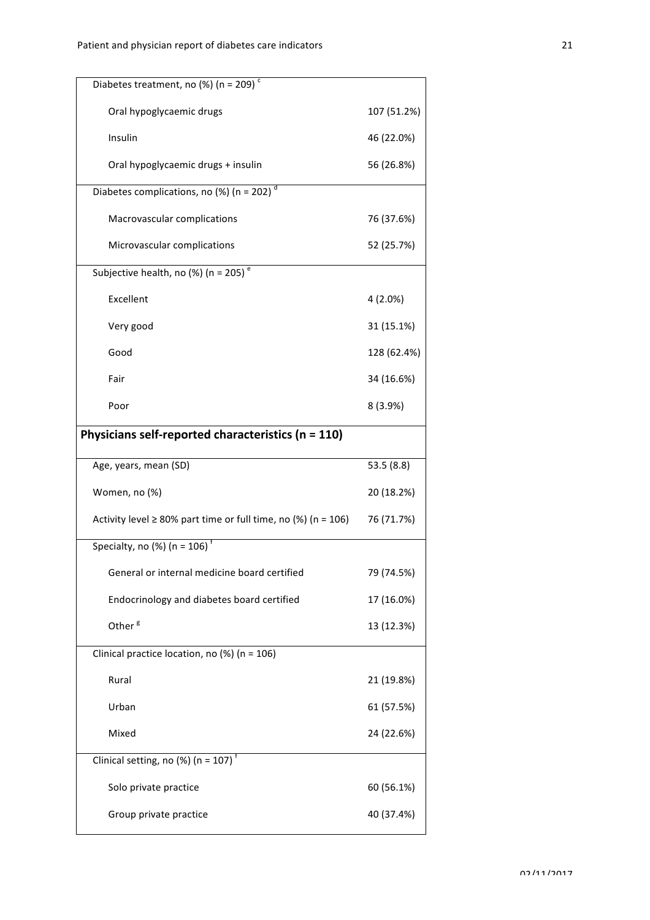| | |
|---|---|
| Diabetes treatment, no (%) (n = 209) [c] | |
| Oral hypoglycaemic drugs | 107 (51.2%) |
| Insulin | 46 (22.0%) |
| Oral hypoglycaemic drugs + insulin | 56 (26.8%) |
| Diabetes complications, no (%) (n = 202) [d] | |
| Macrovascular complications | 76 (37.6%) |
| Microvascular complications | 52 (25.7%) |
| Subjective health, no (%) (n = 205) [e] | |
| Excellent | 4 (2.0%) |
| Very good | 31 (15.1%) |
| Good | 128 (62.4%) |
| Fair | 34 (16.6%) |
| Poor | 8 (3.9%) |
| **Physicians self-reported characteristics (n = 110)** | |
| Age, years, mean (SD) | 53.5 (8.8) |
| Women, no (%) | 20 (18.2%) |
| Activity level ≥ 80% part time or full time, no (%) (n = 106) | 76 (71.7%) |
| Specialty, no (%) (n = 106) [f] | |
| General or internal medicine board certified | 79 (74.5%) |
| Endocrinology and diabetes board certified | 17 (16.0%) |
| Other [g] | 13 (12.3%) |
| Clinical practice location, no (%) (n = 106) | |
| Rural | 21 (19.8%) |
| Urban | 61 (57.5%) |
| Mixed | 24 (22.6%) |
| Clinical setting, no (%) (n = 107) [f] | |
| Solo private practice | 60 (56.1%) |
| Group private practice | 40 (37.4%) |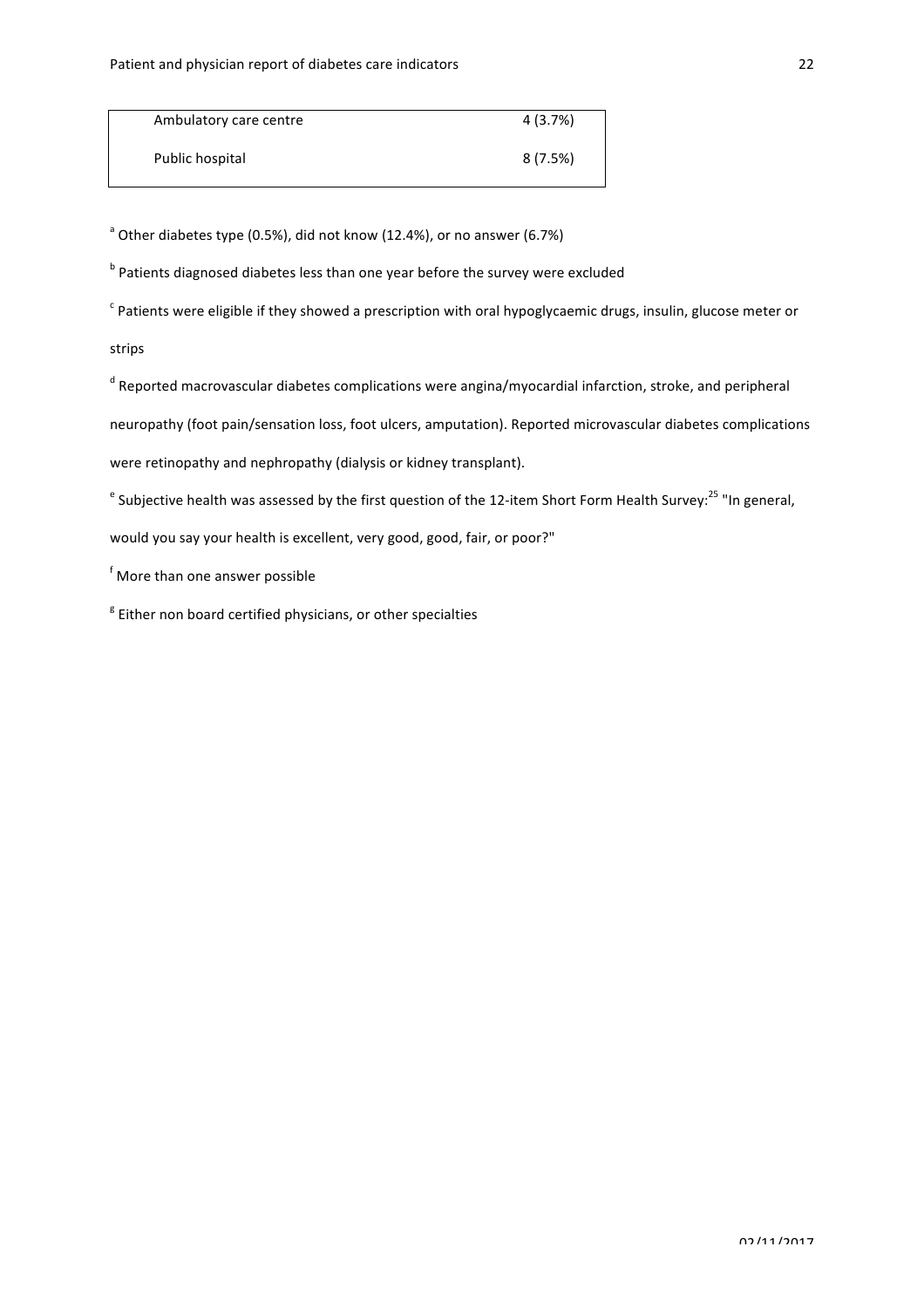| | |
|---|---|
| Ambulatory care centre | 4 (3.7%) |
| Public hospital | 8 (7.5%) |

[a] Other diabetes type (0.5%), did not know (12.4%), or no answer (6.7%)

[b] Patients diagnosed diabetes less than one year before the survey were excluded

[c] Patients were eligible if they showed a prescription with oral hypoglycaemic drugs, insulin, glucose meter or strips

[d] Reported macrovascular diabetes complications were angina/myocardial infarction, stroke, and peripheral neuropathy (foot pain/sensation loss, foot ulcers, amputation). Reported microvascular diabetes complications were retinopathy and nephropathy (dialysis or kidney transplant).

[e] Subjective health was assessed by the first question of the 12-item Short Form Health Survey:[25] "In general, would you say your health is excellent, very good, good, fair, or poor?"

[f] More than one answer possible

[g] Either non board certified physicians, or other specialties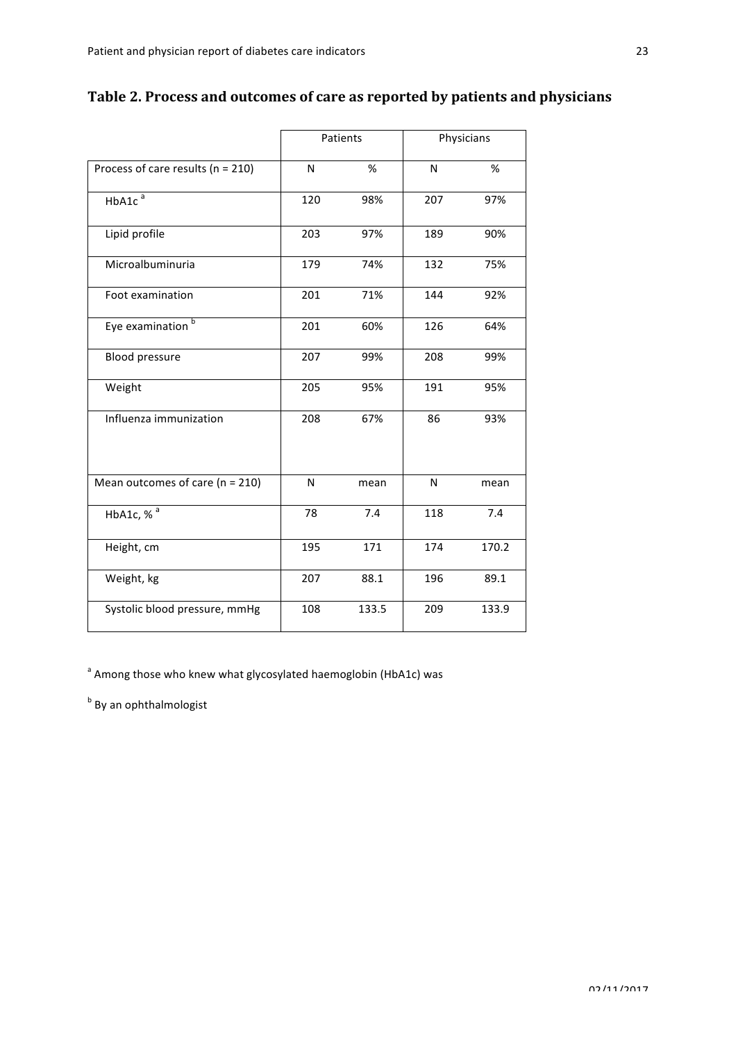## Table 2. Process and outcomes of care as reported by patients and physicians

| | Patients | | Physicians | |
|---|---|---|---|---|
| Process of care results (n = 210) | N | % | N | % |
| HbA1c [a] | 120 | 98% | 207 | 97% |
| Lipid profile | 203 | 97% | 189 | 90% |
| Microalbuminuria | 179 | 74% | 132 | 75% |
| Foot examination | 201 | 71% | 144 | 92% |
| Eye examination [b] | 201 | 60% | 126 | 64% |
| Blood pressure | 207 | 99% | 208 | 99% |
| Weight | 205 | 95% | 191 | 95% |
| Influenza immunization | 208 | 67% | 86 | 93% |
| Mean outcomes of care (n = 210) | N | mean | N | mean |
| HbA1c, % [a] | 78 | 7.4 | 118 | 7.4 |
| Height, cm | 195 | 171 | 174 | 170.2 |
| Weight, kg | 207 | 88.1 | 196 | 89.1 |
| Systolic blood pressure, mmHg | 108 | 133.5 | 209 | 133.9 |

[a] Among those who knew what glycosylated haemoglobin (HbA1c) was

[b] By an ophthalmologist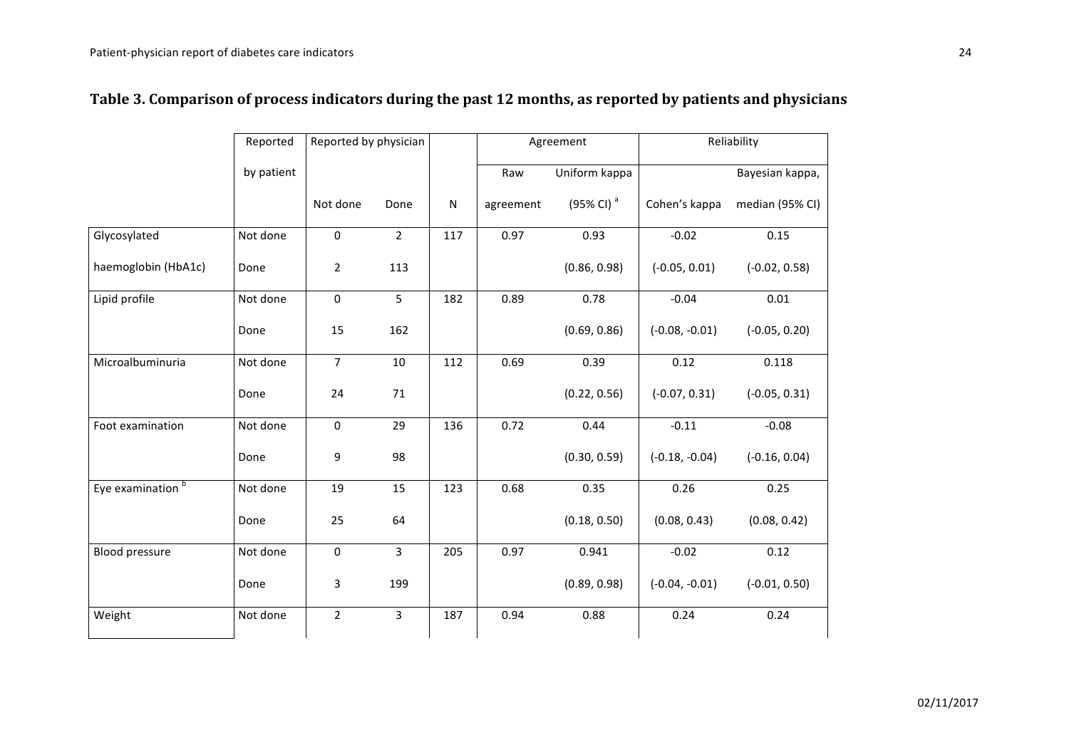## Table 3. Comparison of process indicators during the past 12 months, as reported by patients and physicians

| | Reported by patient | Reported by physician | | N | Agreement | | Reliability | |
|---|---|---|---|---|---|---|---|---|
| | | Not done | Done | | Raw agreement | Uniform kappa (95% CI) [a] | Cohen's kappa | Bayesian kappa, median (95% CI) |
| Glycosylated haemoglobin (HbA1c) | Not done | 0 | 2 | 117 | 0.97 | 0.93 | -0.02 | 0.15 |
| | Done | 2 | 113 | | | (0.86, 0.98) | (-0.05, 0.01) | (-0.02, 0.58) |
| Lipid profile | Not done | 0 | 5 | 182 | 0.89 | 0.78 | -0.04 | 0.01 |
| | Done | 15 | 162 | | | (0.69, 0.86) | (-0.08, -0.01) | (-0.05, 0.20) |
| Microalbuminuria | Not done | 7 | 10 | 112 | 0.69 | 0.39 | 0.12 | 0.118 |
| | Done | 24 | 71 | | | (0.22, 0.56) | (-0.07, 0.31) | (-0.05, 0.31) |
| Foot examination | Not done | 0 | 29 | 136 | 0.72 | 0.44 | -0.11 | -0.08 |
| | Done | 9 | 98 | | | (0.30, 0.59) | (-0.18, -0.04) | (-0.16, 0.04) |
| Eye examination [b] | Not done | 19 | 15 | 123 | 0.68 | 0.35 | 0.26 | 0.25 |
| | Done | 25 | 64 | | | (0.18, 0.50) | (0.08, 0.43) | (0.08, 0.42) |
| Blood pressure | Not done | 0 | 3 | 205 | 0.97 | 0.941 | -0.02 | 0.12 |
| | Done | 3 | 199 | | | (0.89, 0.98) | (-0.04, -0.01) | (-0.01, 0.50) |
| Weight | Not done | 2 | 3 | 187 | 0.94 | 0.88 | 0.24 | 0.24 |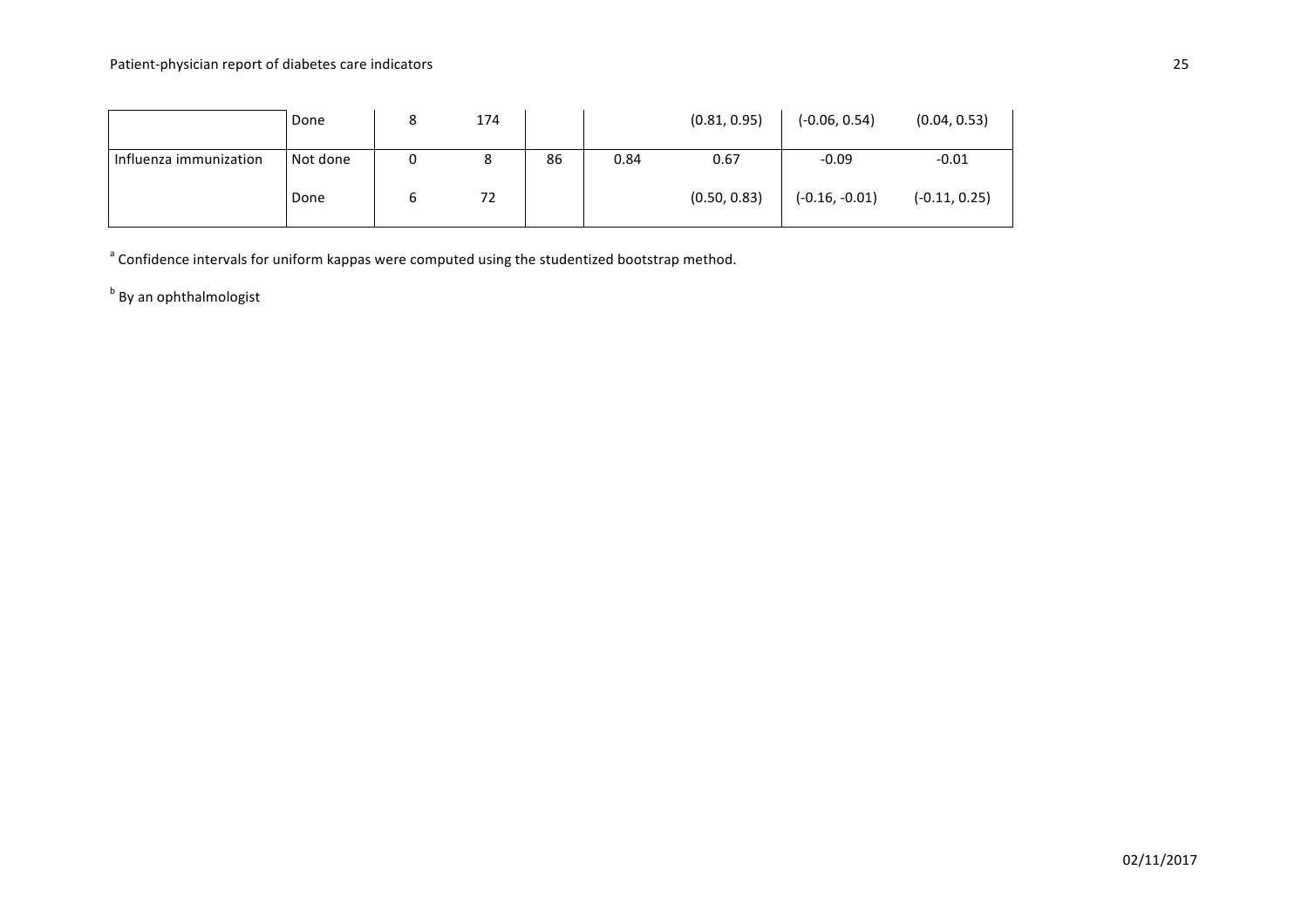| | | | | | | | | |
|---|---|---|---|---|---|---|---|---|
| | Done | 8 | 174 | | | (0.81, 0.95) | (-0.06, 0.54) | (0.04, 0.53) |
| Influenza immunization | Not done | 0 | 8 | 86 | 0.84 | 0.67 | -0.09 | -0.01 |
| | Done | 6 | 72 | | | (0.50, 0.83) | (-0.16, -0.01) | (-0.11, 0.25) |

[a] Confidence intervals for uniform kappas were computed using the studentized bootstrap method.

[b] By an ophthalmologist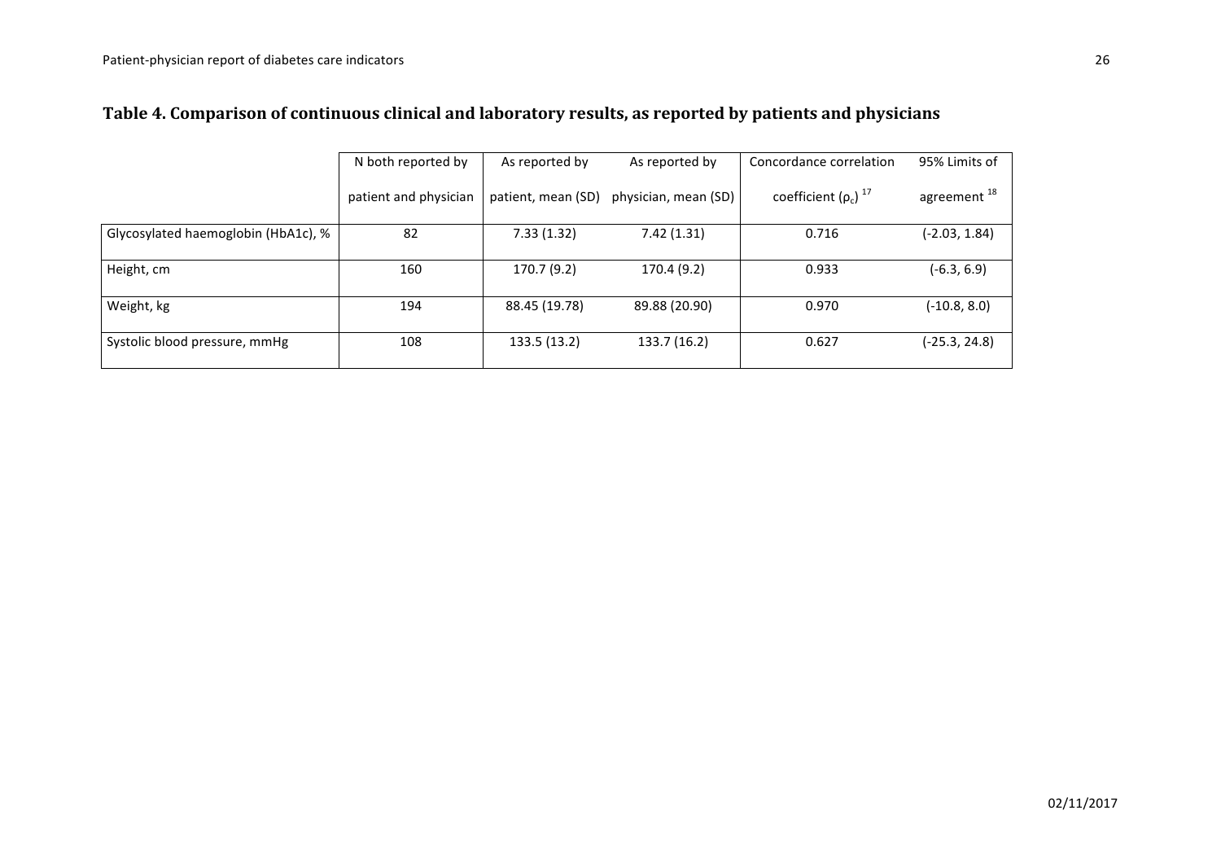## Table 4. Comparison of continuous clinical and laboratory results, as reported by patients and physicians

| | N both reported by patient and physician | As reported by patient, mean (SD) | As reported by physician, mean (SD) | Concordance correlation coefficient ($\rho_c$) [17] | 95% Limits of agreement [18] |
|---|---|---|---|---|---|
| Glycosylated haemoglobin (HbA1c), % | 82 | 7.33 (1.32) | 7.42 (1.31) | 0.716 | (-2.03, 1.84) |
| Height, cm | 160 | 170.7 (9.2) | 170.4 (9.2) | 0.933 | (-6.3, 6.9) |
| Weight, kg | 194 | 88.45 (19.78) | 89.88 (20.90) | 0.970 | (-10.8, 8.0) |
| Systolic blood pressure, mmHg | 108 | 133.5 (13.2) | 133.7 (16.2) | 0.627 | (-25.3, 24.8) |